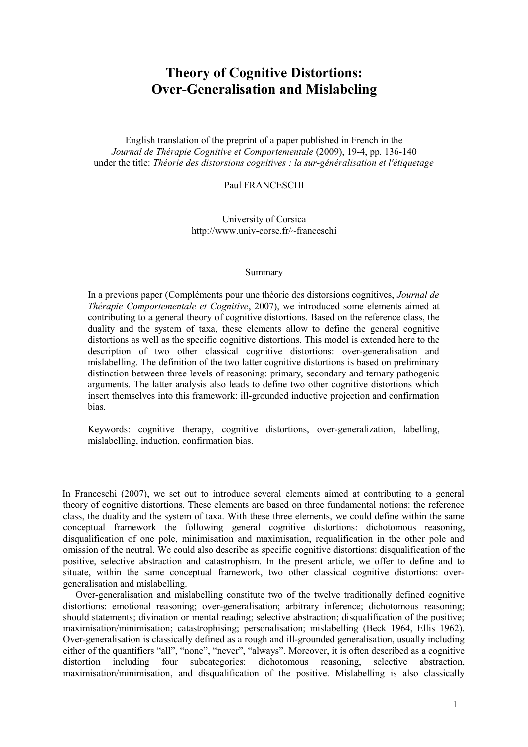# Theory of Cognitive Distortions: Over-Generalisation and Mislabeling

English translation of the preprint of a paper published in French in the *Journal de Thérapie Cognitive et Comportementale* (2009), 19-4, pp. 136-140 under the title: *Théorie des distorsions cognitives : la sur-généralisation et l'étiquetage*

Paul FRANCESCHI

University of Corsica
http://www.univ-corse.fr/~franceschi

## Summary

In a previous paper (Compléments pour une théorie des distorsions cognitives, *Journal de Thérapie Comportementale et Cognitive*, 2007), we introduced some elements aimed at contributing to a general theory of cognitive distortions. Based on the reference class, the duality and the system of taxa, these elements allow to define the general cognitive distortions as well as the specific cognitive distortions. This model is extended here to the description of two other classical cognitive distortions: over-generalisation and mislabelling. The definition of the two latter cognitive distortions is based on preliminary distinction between three levels of reasoning: primary, secondary and ternary pathogenic arguments. The latter analysis also leads to define two other cognitive distortions which insert themselves into this framework: ill-grounded inductive projection and confirmation bias.

Keywords: cognitive therapy, cognitive distortions, over-generalization, labelling, mislabelling, induction, confirmation bias.

In Franceschi (2007), we set out to introduce several elements aimed at contributing to a general theory of cognitive distortions. These elements are based on three fundamental notions: the reference class, the duality and the system of taxa. With these three elements, we could define within the same conceptual framework the following general cognitive distortions: dichotomous reasoning, disqualification of one pole, minimisation and maximisation, requalification in the other pole and omission of the neutral. We could also describe as specific cognitive distortions: disqualification of the positive, selective abstraction and catastrophism. In the present article, we offer to define and to situate, within the same conceptual framework, two other classical cognitive distortions: over-generalisation and mislabelling.

Over-generalisation and mislabelling constitute two of the twelve traditionally defined cognitive distortions: emotional reasoning; over-generalisation; arbitrary inference; dichotomous reasoning; should statements; divination or mental reading; selective abstraction; disqualification of the positive; maximisation/minimisation; catastrophising; personalisation; mislabelling (Beck 1964, Ellis 1962). Over-generalisation is classically defined as a rough and ill-grounded generalisation, usually including either of the quantifiers "all", "none", "never", "always". Moreover, it is often described as a cognitive distortion including four subcategories: dichotomous reasoning, selective abstraction, maximisation/minimisation, and disqualification of the positive. Mislabelling is also classically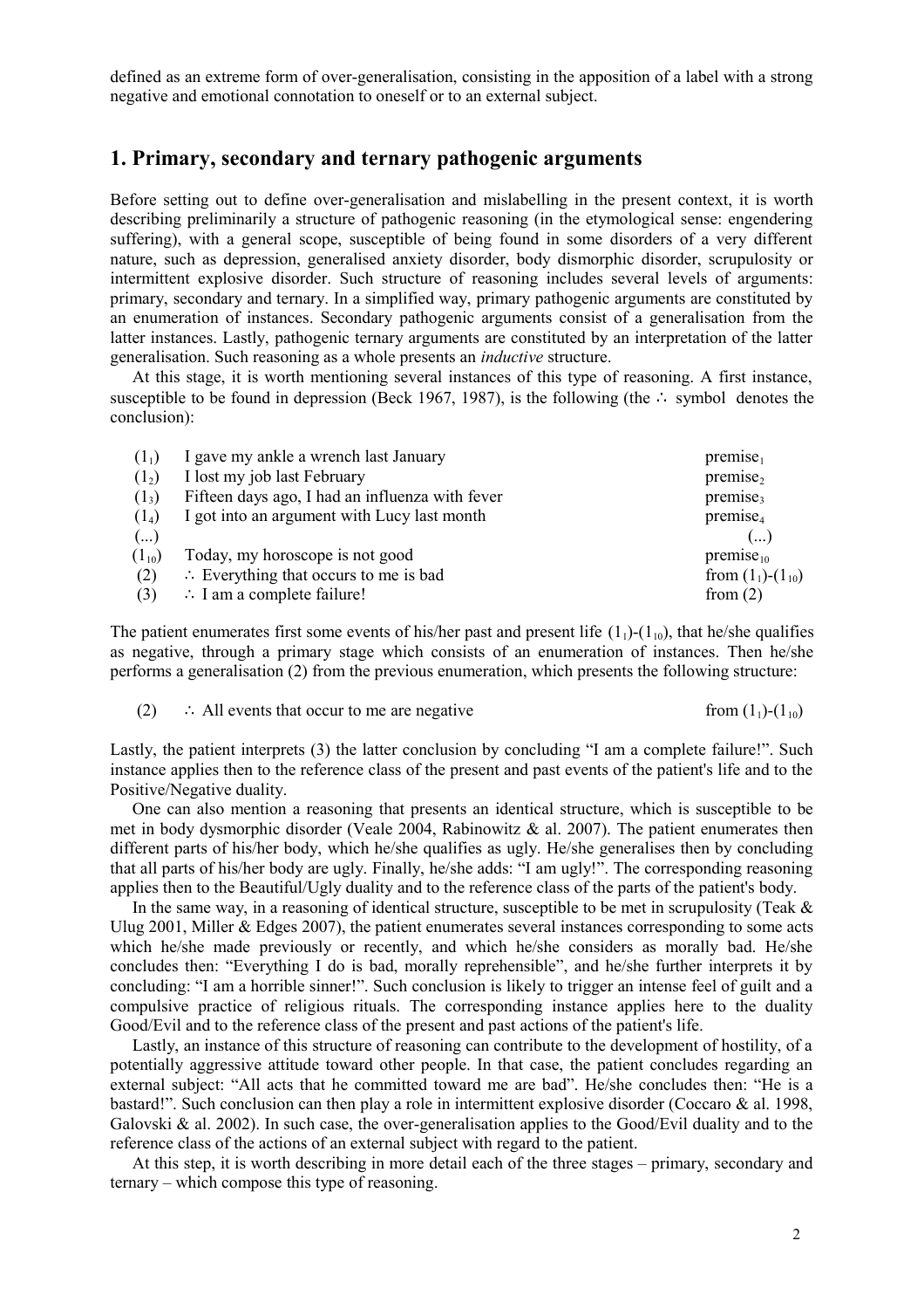defined as an extreme form of over-generalisation, consisting in the apposition of a label with a strong negative and emotional connotation to oneself or to an external subject.

## 1. Primary, secondary and ternary pathogenic arguments

Before setting out to define over-generalisation and mislabelling in the present context, it is worth describing preliminarily a structure of pathogenic reasoning (in the etymological sense: engendering suffering), with a general scope, susceptible of being found in some disorders of a very different nature, such as depression, generalised anxiety disorder, body dismorphic disorder, scrupulosity or intermittent explosive disorder. Such structure of reasoning includes several levels of arguments: primary, secondary and ternary. In a simplified way, primary pathogenic arguments are constituted by an enumeration of instances. Secondary pathogenic arguments consist of a generalisation from the latter instances. Lastly, pathogenic ternary arguments are constituted by an interpretation of the latter generalisation. Such reasoning as a whole presents an *inductive* structure.

At this stage, it is worth mentioning several instances of this type of reasoning. A first instance, susceptible to be found in depression (Beck 1967, 1987), is the following (the ∴ symbol denotes the conclusion):

| | | |
|---|---|---|
| $(1_1)$ | I gave my ankle a wrench last January | premise$_1$ |
| $(1_2)$ | I lost my job last February | premise$_2$ |
| $(1_3)$ | Fifteen days ago, I had an influenza with fever | premise$_3$ |
| $(1_4)$ | I got into an argument with Lucy last month | premise$_4$ |
| (...) | | (...) |
| $(1_{10})$ | Today, my horoscope is not good | premise$_{10}$ |
| (2) | ∴ Everything that occurs to me is bad | from $(1_1)$-$(1_{10})$ |
| (3) | ∴ I am a complete failure! | from (2) |

The patient enumerates first some events of his/her past and present life $(1_1)$-$(1_{10})$, that he/she qualifies as negative, through a primary stage which consists of an enumeration of instances. Then he/she performs a generalisation (2) from the previous enumeration, which presents the following structure:

| | | |
|---|---|---|
| (2) | ∴ All events that occur to me are negative | from $(1_1)$-$(1_{10})$ |

Lastly, the patient interprets (3) the latter conclusion by concluding "I am a complete failure!". Such instance applies then to the reference class of the present and past events of the patient's life and to the Positive/Negative duality.

One can also mention a reasoning that presents an identical structure, which is susceptible to be met in body dysmorphic disorder (Veale 2004, Rabinowitz & al. 2007). The patient enumerates then different parts of his/her body, which he/she qualifies as ugly. He/she generalises then by concluding that all parts of his/her body are ugly. Finally, he/she adds: "I am ugly!". The corresponding reasoning applies then to the Beautiful/Ugly duality and to the reference class of the parts of the patient's body.

In the same way, in a reasoning of identical structure, susceptible to be met in scrupulosity (Teak & Ulug 2001, Miller & Edges 2007), the patient enumerates several instances corresponding to some acts which he/she made previously or recently, and which he/she considers as morally bad. He/she concludes then: "Everything I do is bad, morally reprehensible", and he/she further interprets it by concluding: "I am a horrible sinner!". Such conclusion is likely to trigger an intense feel of guilt and a compulsive practice of religious rituals. The corresponding instance applies here to the duality Good/Evil and to the reference class of the present and past actions of the patient's life.

Lastly, an instance of this structure of reasoning can contribute to the development of hostility, of a potentially aggressive attitude toward other people. In that case, the patient concludes regarding an external subject: "All acts that he committed toward me are bad". He/she concludes then: "He is a bastard!". Such conclusion can then play a role in intermittent explosive disorder (Coccaro & al. 1998, Galovski & al. 2002). In such case, the over-generalisation applies to the Good/Evil duality and to the reference class of the actions of an external subject with regard to the patient.

At this step, it is worth describing in more detail each of the three stages – primary, secondary and ternary – which compose this type of reasoning.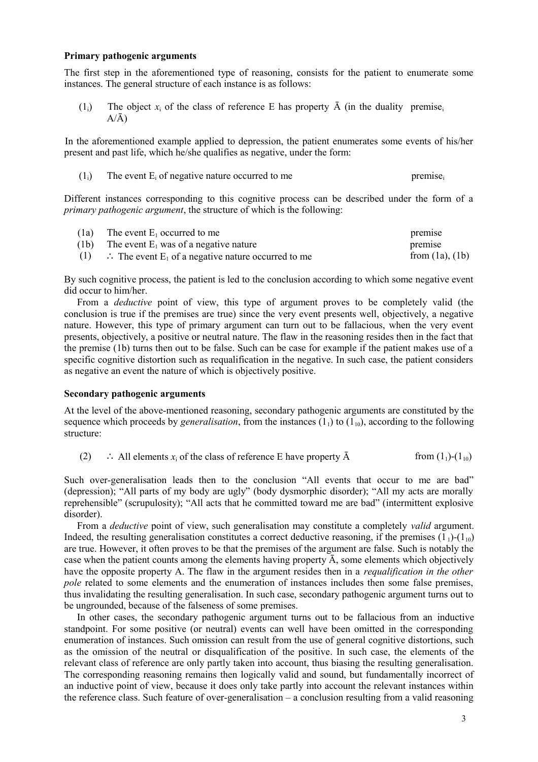**Primary pathogenic arguments**

The first step in the aforementioned type of reasoning, consists for the patient to enumerate some instances. The general structure of each instance is as follows:

($1_i$) The object $x_i$ of the class of reference E has property Ā (in the duality A/Ā) premise$_i$

In the aforementioned example applied to depression, the patient enumerates some events of his/her present and past life, which he/she qualifies as negative, under the form:

($1_i$) The event $E_i$ of negative nature occurred to me premise$_i$

Different instances corresponding to this cognitive process can be described under the form of a *primary pathogenic argument*, the structure of which is the following:

| | | |
|---|---|---|
| (1a) | The event $E_1$ occurred to me | premise |
| (1b) | The event $E_1$ was of a negative nature | premise |
| (1) | ∴ The event $E_1$ of a negative nature occurred to me | from (1a), (1b) |

By such cognitive process, the patient is led to the conclusion according to which some negative event did occur to him/her.

From a *deductive* point of view, this type of argument proves to be completely valid (the conclusion is true if the premises are true) since the very event presents well, objectively, a negative nature. However, this type of primary argument can turn out to be fallacious, when the very event presents, objectively, a positive or neutral nature. The flaw in the reasoning resides then in the fact that the premise (1b) turns then out to be false. Such can be case for example if the patient makes use of a specific cognitive distortion such as requalification in the negative. In such case, the patient considers as negative an event the nature of which is objectively positive.

**Secondary pathogenic arguments**

At the level of the above-mentioned reasoning, secondary pathogenic arguments are constituted by the sequence which proceeds by *generalisation*, from the instances ($1_1$) to ($1_{10}$), according to the following structure:

(2) ∴ All elements $x_i$ of the class of reference E have property Ā from ($1_1$)-($1_{10}$)

Such over-generalisation leads then to the conclusion "All events that occur to me are bad" (depression); "All parts of my body are ugly" (body dysmorphic disorder); "All my acts are morally reprehensible" (scrupulosity); "All acts that he committed toward me are bad" (intermittent explosive disorder).

From a *deductive* point of view, such generalisation may constitute a completely *valid* argument. Indeed, the resulting generalisation constitutes a correct deductive reasoning, if the premises ($1_1$)-($1_{10}$) are true. However, it often proves to be that the premises of the argument are false. Such is notably the case when the patient counts among the elements having property Ā, some elements which objectively have the opposite property A. The flaw in the argument resides then in a *requalification in the other pole* related to some elements and the enumeration of instances includes then some false premises, thus invalidating the resulting generalisation. In such case, secondary pathogenic argument turns out to be ungrounded, because of the falseness of some premises.

In other cases, the secondary pathogenic argument turns out to be fallacious from an inductive standpoint. For some positive (or neutral) events can well have been omitted in the corresponding enumeration of instances. Such omission can result from the use of general cognitive distortions, such as the omission of the neutral or disqualification of the positive. In such case, the elements of the relevant class of reference are only partly taken into account, thus biasing the resulting generalisation. The corresponding reasoning remains then logically valid and sound, but fundamentally incorrect of an inductive point of view, because it does only take partly into account the relevant instances within the reference class. Such feature of over-generalisation – a conclusion resulting from a valid reasoning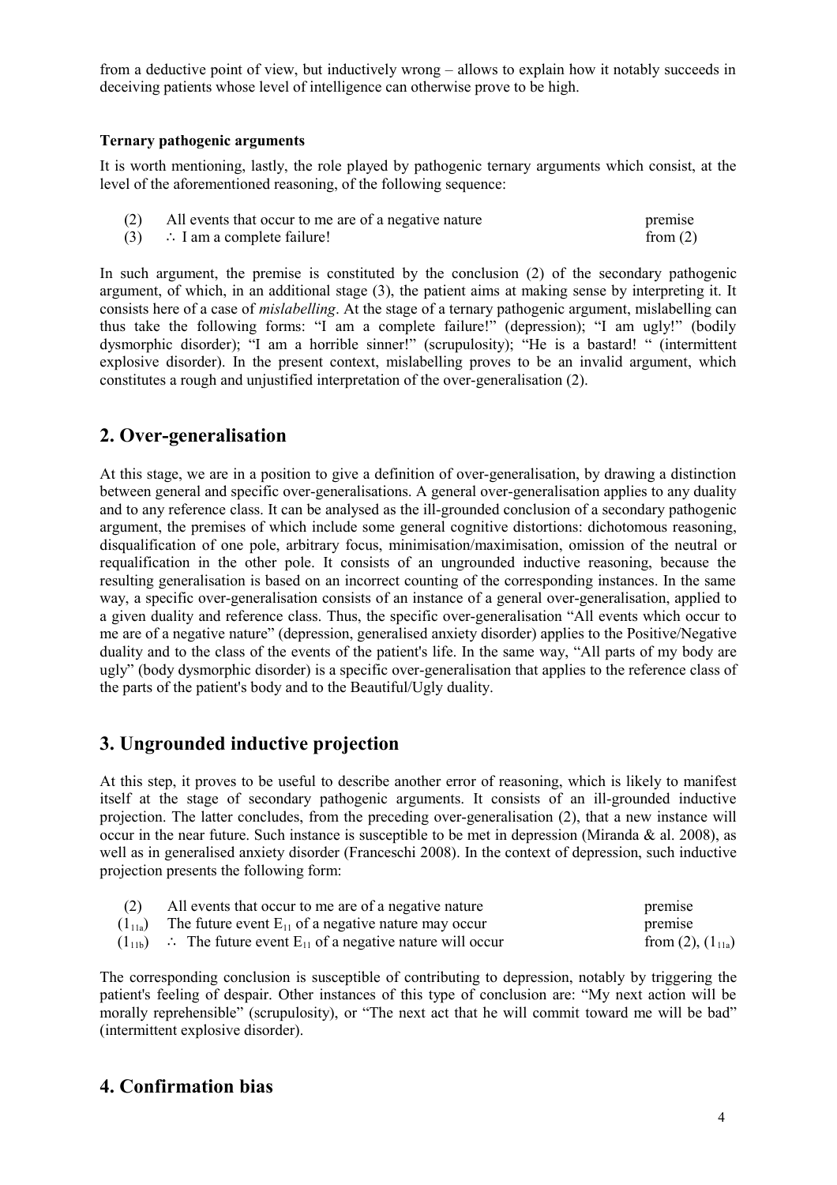from a deductive point of view, but inductively wrong – allows to explain how it notably succeeds in deceiving patients whose level of intelligence can otherwise prove to be high.

**Ternary pathogenic arguments**

It is worth mentioning, lastly, the role played by pathogenic ternary arguments which consist, at the level of the aforementioned reasoning, of the following sequence:

| | | |
|---|---|---|
| (2) | All events that occur to me are of a negative nature | premise |
| (3) | ∴ I am a complete failure! | from (2) |

In such argument, the premise is constituted by the conclusion (2) of the secondary pathogenic argument, of which, in an additional stage (3), the patient aims at making sense by interpreting it. It consists here of a case of *mislabelling*. At the stage of a ternary pathogenic argument, mislabelling can thus take the following forms: "I am a complete failure!" (depression); "I am ugly!" (bodily dysmorphic disorder); "I am a horrible sinner!" (scrupulosity); "He is a bastard! " (intermittent explosive disorder). In the present context, mislabelling proves to be an invalid argument, which constitutes a rough and unjustified interpretation of the over-generalisation (2).

## 2. Over-generalisation

At this stage, we are in a position to give a definition of over-generalisation, by drawing a distinction between general and specific over-generalisations. A general over-generalisation applies to any duality and to any reference class. It can be analysed as the ill-grounded conclusion of a secondary pathogenic argument, the premises of which include some general cognitive distortions: dichotomous reasoning, disqualification of one pole, arbitrary focus, minimisation/maximisation, omission of the neutral or requalification in the other pole. It consists of an ungrounded inductive reasoning, because the resulting generalisation is based on an incorrect counting of the corresponding instances. In the same way, a specific over-generalisation consists of an instance of a general over-generalisation, applied to a given duality and reference class. Thus, the specific over-generalisation "All events which occur to me are of a negative nature" (depression, generalised anxiety disorder) applies to the Positive/Negative duality and to the class of the events of the patient's life. In the same way, "All parts of my body are ugly" (body dysmorphic disorder) is a specific over-generalisation that applies to the reference class of the parts of the patient's body and to the Beautiful/Ugly duality.

## 3. Ungrounded inductive projection

At this step, it proves to be useful to describe another error of reasoning, which is likely to manifest itself at the stage of secondary pathogenic arguments. It consists of an ill-grounded inductive projection. The latter concludes, from the preceding over-generalisation (2), that a new instance will occur in the near future. Such instance is susceptible to be met in depression (Miranda & al. 2008), as well as in generalised anxiety disorder (Franceschi 2008). In the context of depression, such inductive projection presents the following form:

| | | |
|---|---|---|
| (2) | All events that occur to me are of a negative nature | premise |
| $(1_{11a})$ | The future event $E_{11}$ of a negative nature may occur | premise |
| $(1_{11b})$ | ∴ The future event $E_{11}$ of a negative nature will occur | from (2), $(1_{11a})$ |

The corresponding conclusion is susceptible of contributing to depression, notably by triggering the patient's feeling of despair. Other instances of this type of conclusion are: "My next action will be morally reprehensible" (scrupulosity), or "The next act that he will commit toward me will be bad" (intermittent explosive disorder).

## 4. Confirmation bias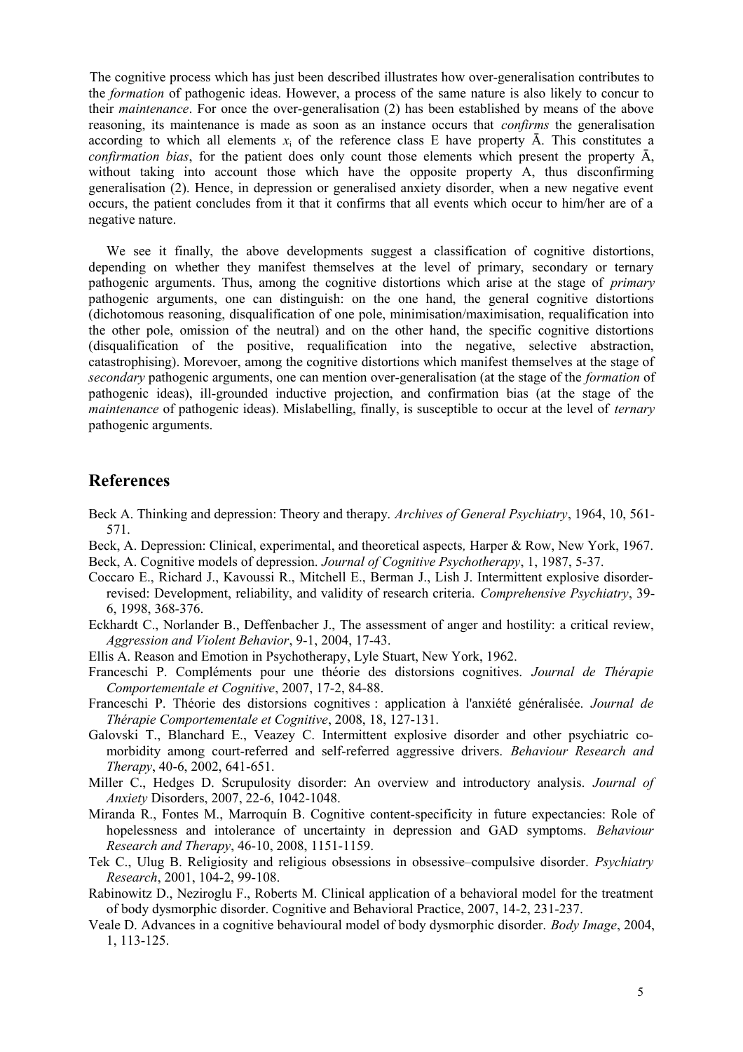The cognitive process which has just been described illustrates how over-generalisation contributes to the *formation* of pathogenic ideas. However, a process of the same nature is also likely to concur to their *maintenance*. For once the over-generalisation (2) has been established by means of the above reasoning, its maintenance is made as soon as an instance occurs that *confirms* the generalisation according to which all elements $x_i$ of the reference class E have property Ā. This constitutes a *confirmation bias*, for the patient does only count those elements which present the property Ā, without taking into account those which have the opposite property A, thus disconfirming generalisation (2). Hence, in depression or generalised anxiety disorder, when a new negative event occurs, the patient concludes from it that it confirms that all events which occur to him/her are of a negative nature.

We see it finally, the above developments suggest a classification of cognitive distortions, depending on whether they manifest themselves at the level of primary, secondary or ternary pathogenic arguments. Thus, among the cognitive distortions which arise at the stage of *primary* pathogenic arguments, one can distinguish: on the one hand, the general cognitive distortions (dichotomous reasoning, disqualification of one pole, minimisation/maximisation, requalification into the other pole, omission of the neutral) and on the other hand, the specific cognitive distortions (disqualification of the positive, requalification into the negative, selective abstraction, catastrophising). Morevoer, among the cognitive distortions which manifest themselves at the stage of *secondary* pathogenic arguments, one can mention over-generalisation (at the stage of the *formation* of pathogenic ideas), ill-grounded inductive projection, and confirmation bias (at the stage of the *maintenance* of pathogenic ideas). Mislabelling, finally, is susceptible to occur at the level of *ternary* pathogenic arguments.

## References

Beck A. Thinking and depression: Theory and therapy. *Archives of General Psychiatry*, 1964, 10, 561-571.

Beck, A. Depression: Clinical, experimental, and theoretical aspects, Harper & Row, New York, 1967.

Beck, A. Cognitive models of depression. *Journal of Cognitive Psychotherapy*, 1, 1987, 5-37.

Coccaro E., Richard J., Kavoussi R., Mitchell E., Berman J., Lish J. Intermittent explosive disorder-revised: Development, reliability, and validity of research criteria. *Comprehensive Psychiatry*, 39-6, 1998, 368-376.

Eckhardt C., Norlander B., Deffenbacher J., The assessment of anger and hostility: a critical review, *Aggression and Violent Behavior*, 9-1, 2004, 17-43.

Ellis A. Reason and Emotion in Psychotherapy, Lyle Stuart, New York, 1962.

Franceschi P. Compléments pour une théorie des distorsions cognitives. *Journal de Thérapie Comportementale et Cognitive*, 2007, 17-2, 84-88.

Franceschi P. Théorie des distorsions cognitives : application à l'anxiété généralisée. *Journal de Thérapie Comportementale et Cognitive*, 2008, 18, 127-131.

Galovski T., Blanchard E., Veazey C. Intermittent explosive disorder and other psychiatric co-morbidity among court-referred and self-referred aggressive drivers. *Behaviour Research and Therapy*, 40-6, 2002, 641-651.

Miller C., Hedges D. Scrupulosity disorder: An overview and introductory analysis. *Journal of Anxiety* Disorders, 2007, 22-6, 1042-1048.

Miranda R., Fontes M., Marroquín B. Cognitive content-specificity in future expectancies: Role of hopelessness and intolerance of uncertainty in depression and GAD symptoms. *Behaviour Research and Therapy*, 46-10, 2008, 1151-1159.

Tek C., Ulug B. Religiosity and religious obsessions in obsessive–compulsive disorder. *Psychiatry Research*, 2001, 104-2, 99-108.

Rabinowitz D., Neziroglu F., Roberts M. Clinical application of a behavioral model for the treatment of body dysmorphic disorder. Cognitive and Behavioral Practice, 2007, 14-2, 231-237.

Veale D. Advances in a cognitive behavioural model of body dysmorphic disorder. *Body Image*, 2004, 1, 113-125.